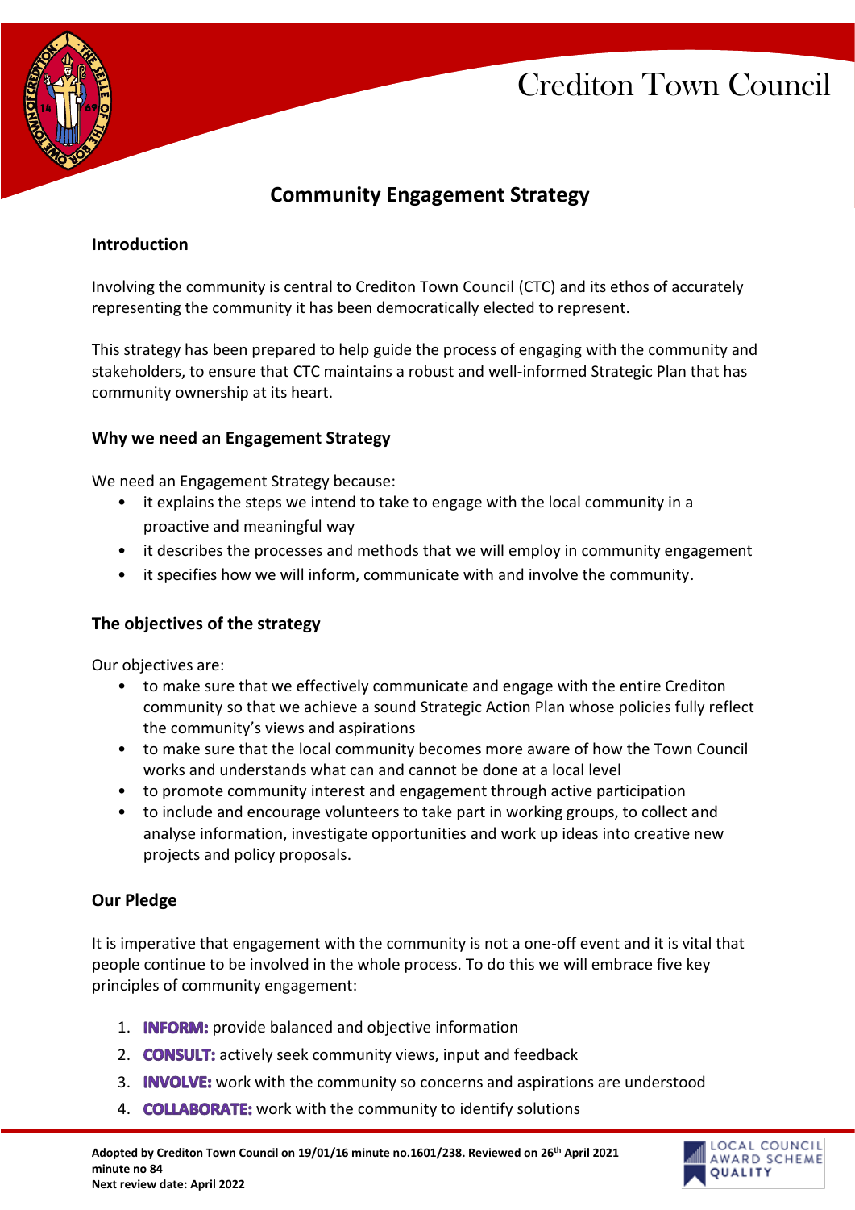# Crediton Town Council

## Community Engagement Strategy

### Introduction

Involving the community is central to Crediton Town Council (CTC) and its ethos of accurately representing the community it has been democratically elected to represent.

This strategy has been prepared to help guide the process of engaging with the community and stakeholders, to ensure that CTC maintains a robust and well-informed Strategic Plan that has community ownership at its heart.

### Why we need an Engagement Strategy

We need an Engagement Strategy because:

- it explains the steps we intend to take to engage with the local community in a proactive and meaningful way
- it describes the processes and methods that we will employ in community engagement
- it specifies how we will inform, communicate with and involve the community.

### The objectives of the strategy

Our objectives are:

- to make sure that we effectively communicate and engage with the entire Crediton community so that we achieve a sound Strategic Action Plan whose policies fully reflect the community's views and aspirations
- to make sure that the local community becomes more aware of how the Town Council works and understands what can and cannot be done at a local level
- to promote community interest and engagement through active participation
- to include and encourage volunteers to take part in working groups, to collect and analyse information, investigate opportunities and work up ideas into creative new projects and policy proposals.

### Our Pledge

It is imperative that engagement with the community is not a one-off event and it is vital that people continue to be involved in the whole process. To do this we will embrace five key principles of community engagement:

1. **INFORM:** provide balanced and objective information
2. **CONSULT:** actively seek community views, input and feedback
3. **INVOLVE:** work with the community so concerns and aspirations are understood
4. **COLLABORATE:** work with the community to identify solutions

**Adopted by Crediton Town Council on 19/01/16 minute no.1601/238. Reviewed on 26th April 2021 minute no 84**
**Next review date: April 2022**

LOCAL COUNCIL AWARD SCHEME QUALITY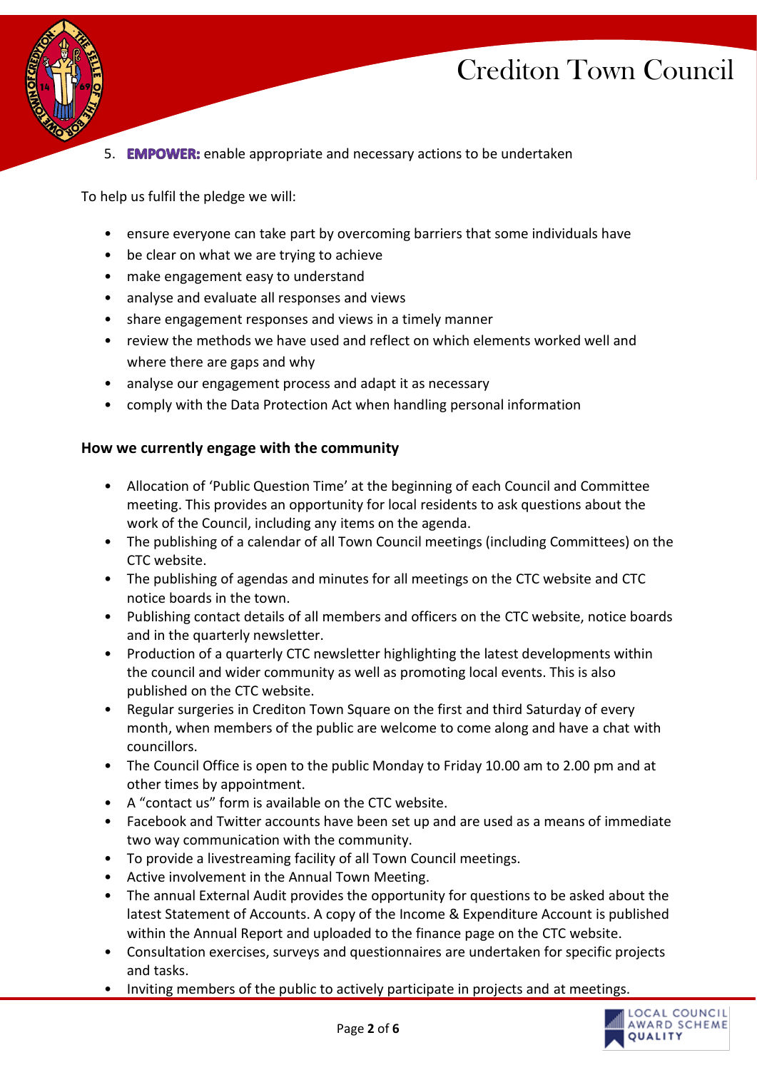5. **EMPOWER:** enable appropriate and necessary actions to be undertaken

To help us fulfil the pledge we will:

- ensure everyone can take part by overcoming barriers that some individuals have
- be clear on what we are trying to achieve
- make engagement easy to understand
- analyse and evaluate all responses and views
- share engagement responses and views in a timely manner
- review the methods we have used and reflect on which elements worked well and where there are gaps and why
- analyse our engagement process and adapt it as necessary
- comply with the Data Protection Act when handling personal information

**How we currently engage with the community**

- Allocation of 'Public Question Time' at the beginning of each Council and Committee meeting. This provides an opportunity for local residents to ask questions about the work of the Council, including any items on the agenda.
- The publishing of a calendar of all Town Council meetings (including Committees) on the CTC website.
- The publishing of agendas and minutes for all meetings on the CTC website and CTC notice boards in the town.
- Publishing contact details of all members and officers on the CTC website, notice boards and in the quarterly newsletter.
- Production of a quarterly CTC newsletter highlighting the latest developments within the council and wider community as well as promoting local events. This is also published on the CTC website.
- Regular surgeries in Crediton Town Square on the first and third Saturday of every month, when members of the public are welcome to come along and have a chat with councillors.
- The Council Office is open to the public Monday to Friday 10.00 am to 2.00 pm and at other times by appointment.
- A "contact us" form is available on the CTC website.
- Facebook and Twitter accounts have been set up and are used as a means of immediate two way communication with the community.
- To provide a livestreaming facility of all Town Council meetings.
- Active involvement in the Annual Town Meeting.
- The annual External Audit provides the opportunity for questions to be asked about the latest Statement of Accounts. A copy of the Income & Expenditure Account is published within the Annual Report and uploaded to the finance page on the CTC website.
- Consultation exercises, surveys and questionnaires are undertaken for specific projects and tasks.
- Inviting members of the public to actively participate in projects and at meetings.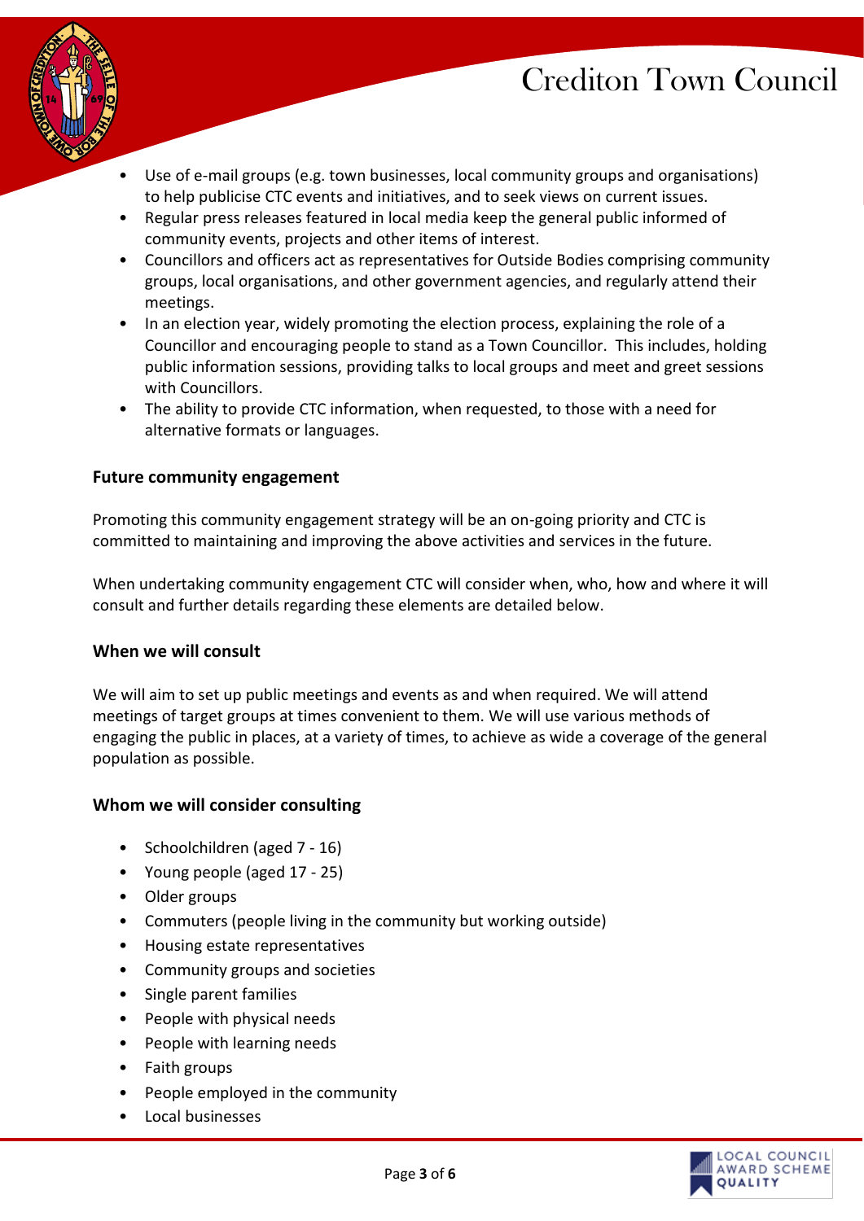- Use of e-mail groups (e.g. town businesses, local community groups and organisations) to help publicise CTC events and initiatives, and to seek views on current issues.
- Regular press releases featured in local media keep the general public informed of community events, projects and other items of interest.
- Councillors and officers act as representatives for Outside Bodies comprising community groups, local organisations, and other government agencies, and regularly attend their meetings.
- In an election year, widely promoting the election process, explaining the role of a Councillor and encouraging people to stand as a Town Councillor. This includes, holding public information sessions, providing talks to local groups and meet and greet sessions with Councillors.
- The ability to provide CTC information, when requested, to those with a need for alternative formats or languages.

**Future community engagement**

Promoting this community engagement strategy will be an on-going priority and CTC is committed to maintaining and improving the above activities and services in the future.

When undertaking community engagement CTC will consider when, who, how and where it will consult and further details regarding these elements are detailed below.

**When we will consult**

We will aim to set up public meetings and events as and when required. We will attend meetings of target groups at times convenient to them. We will use various methods of engaging the public in places, at a variety of times, to achieve as wide a coverage of the general population as possible.

**Whom we will consider consulting**

- Schoolchildren (aged 7 - 16)
- Young people (aged 17 - 25)
- Older groups
- Commuters (people living in the community but working outside)
- Housing estate representatives
- Community groups and societies
- Single parent families
- People with physical needs
- People with learning needs
- Faith groups
- People employed in the community
- Local businesses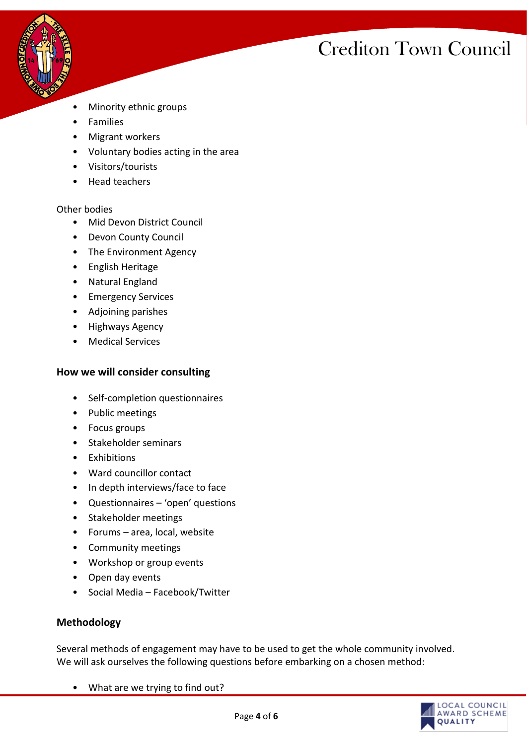- Minority ethnic groups
- Families
- Migrant workers
- Voluntary bodies acting in the area
- Visitors/tourists
- Head teachers

Other bodies

- Mid Devon District Council
- Devon County Council
- The Environment Agency
- English Heritage
- Natural England
- Emergency Services
- Adjoining parishes
- Highways Agency
- Medical Services

**How we will consider consulting**

- Self-completion questionnaires
- Public meetings
- Focus groups
- Stakeholder seminars
- Exhibitions
- Ward councillor contact
- In depth interviews/face to face
- Questionnaires – 'open' questions
- Stakeholder meetings
- Forums – area, local, website
- Community meetings
- Workshop or group events
- Open day events
- Social Media – Facebook/Twitter

**Methodology**

Several methods of engagement may have to be used to get the whole community involved. We will ask ourselves the following questions before embarking on a chosen method:

- What are we trying to find out?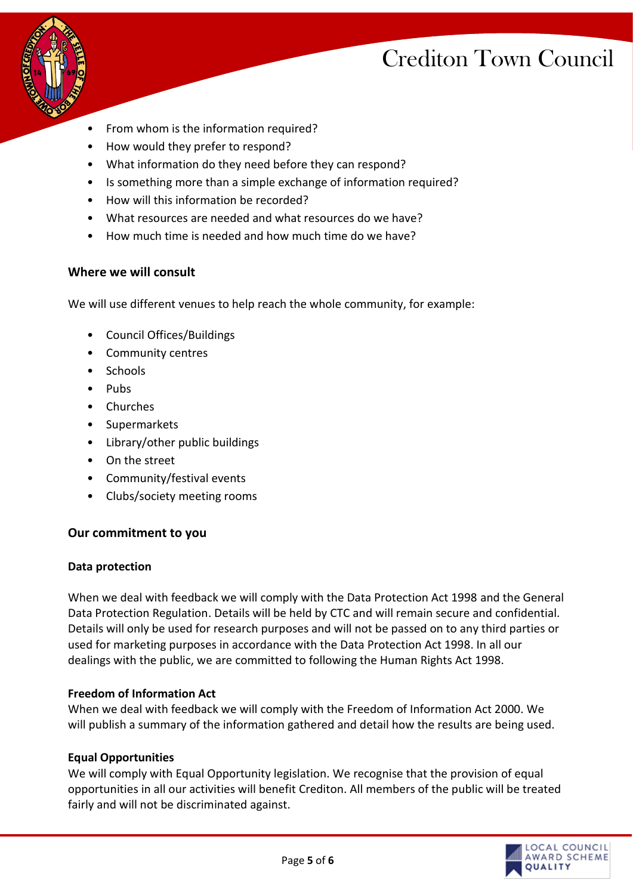- From whom is the information required?
- How would they prefer to respond?
- What information do they need before they can respond?
- Is something more than a simple exchange of information required?
- How will this information be recorded?
- What resources are needed and what resources do we have?
- How much time is needed and how much time do we have?

## Where we will consult

We will use different venues to help reach the whole community, for example:

- Council Offices/Buildings
- Community centres
- Schools
- Pubs
- Churches
- Supermarkets
- Library/other public buildings
- On the street
- Community/festival events
- Clubs/society meeting rooms

## Our commitment to you

### Data protection

When we deal with feedback we will comply with the Data Protection Act 1998 and the General Data Protection Regulation. Details will be held by CTC and will remain secure and confidential. Details will only be used for research purposes and will not be passed on to any third parties or used for marketing purposes in accordance with the Data Protection Act 1998. In all our dealings with the public, we are committed to following the Human Rights Act 1998.

### Freedom of Information Act

When we deal with feedback we will comply with the Freedom of Information Act 2000. We will publish a summary of the information gathered and detail how the results are being used.

### Equal Opportunities

We will comply with Equal Opportunity legislation. We recognise that the provision of equal opportunities in all our activities will benefit Crediton. All members of the public will be treated fairly and will not be discriminated against.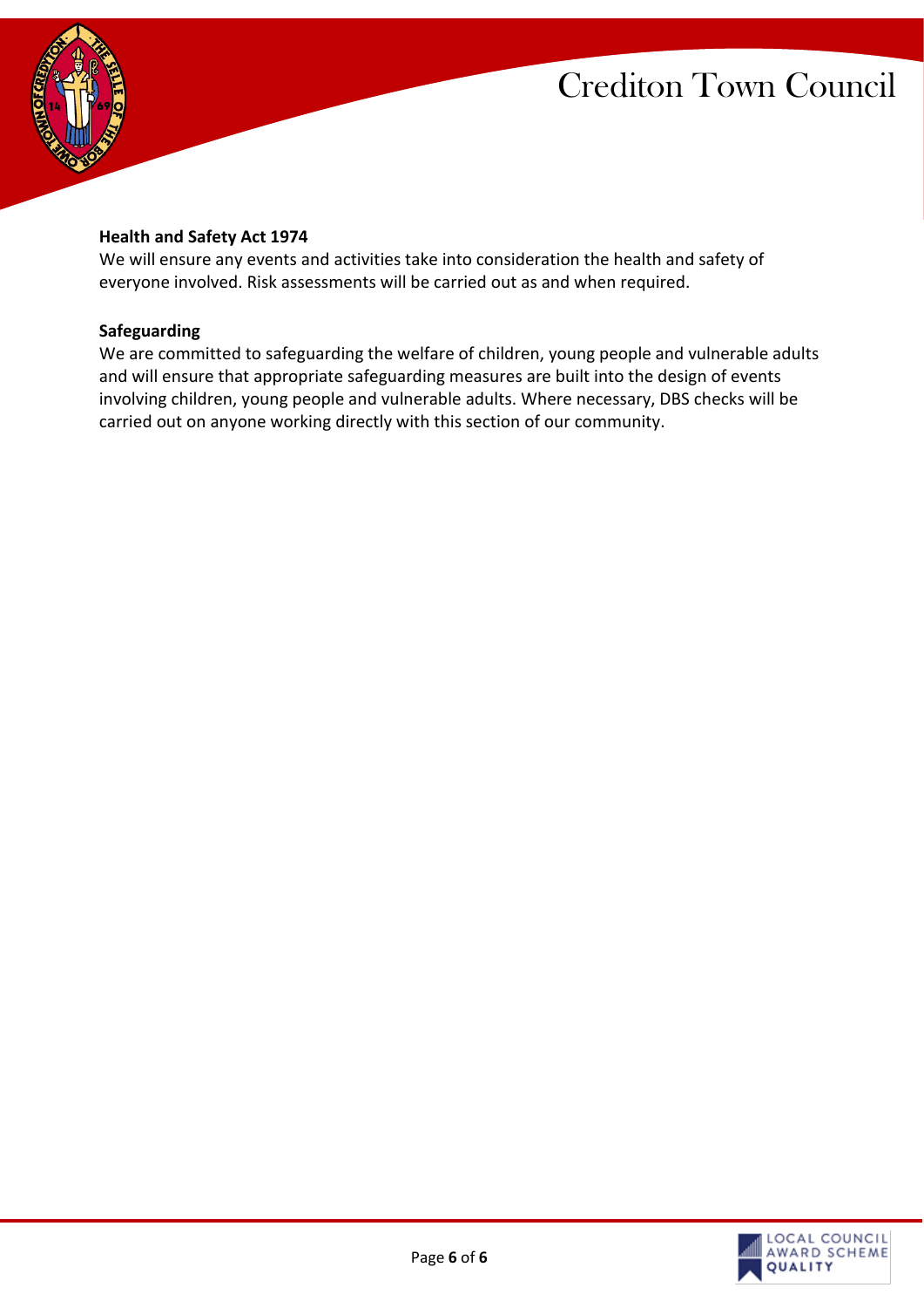**Health and Safety Act 1974**

We will ensure any events and activities take into consideration the health and safety of everyone involved. Risk assessments will be carried out as and when required.

**Safeguarding**

We are committed to safeguarding the welfare of children, young people and vulnerable adults and will ensure that appropriate safeguarding measures are built into the design of events involving children, young people and vulnerable adults. Where necessary, DBS checks will be carried out on anyone working directly with this section of our community.